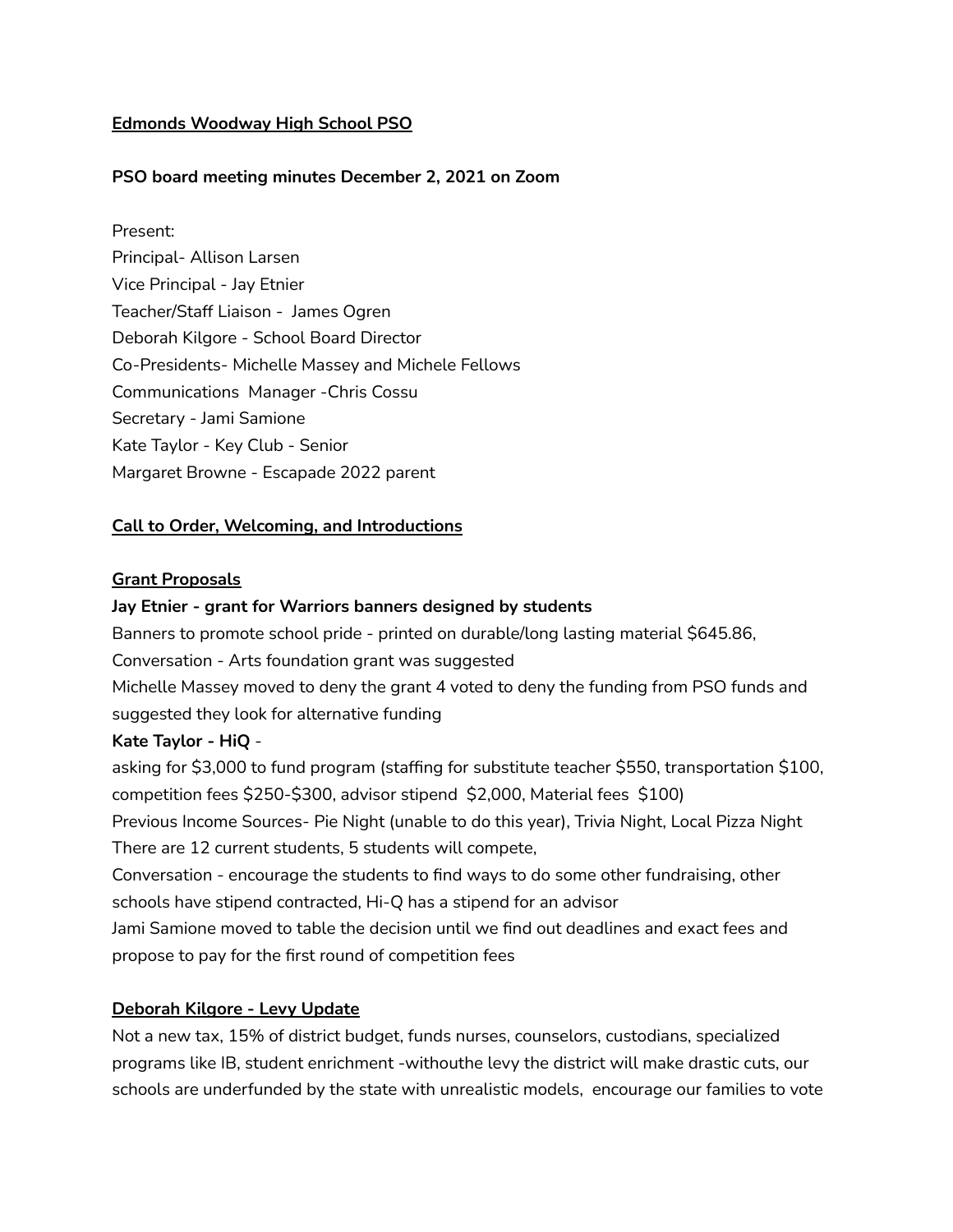**Edmonds Woodway High School PSO**

**PSO board meeting minutes December 2, 2021 on Zoom**

Present:
Principal- Allison Larsen
Vice Principal - Jay Etnier
Teacher/Staff Liaison - James Ogren
Deborah Kilgore - School Board Director
Co-Presidents- Michelle Massey and Michele Fellows
Communications Manager -Chris Cossu
Secretary - Jami Samione
Kate Taylor - Key Club - Senior
Margaret Browne - Escapade 2022 parent

**Call to Order, Welcoming, and Introductions**

**Grant Proposals**

**Jay Etnier - grant for Warriors banners designed by students**
Banners to promote school pride - printed on durable/long lasting material $645.86,
Conversation - Arts foundation grant was suggested
Michelle Massey moved to deny the grant 4 voted to deny the funding from PSO funds and suggested they look for alternative funding

**Kate Taylor - HiQ** -
asking for $3,000 to fund program (staffing for substitute teacher $550, transportation $100, competition fees $250-$300, advisor stipend $2,000, Material fees $100)
Previous Income Sources- Pie Night (unable to do this year), Trivia Night, Local Pizza Night
There are 12 current students, 5 students will compete,
Conversation - encourage the students to find ways to do some other fundraising, other schools have stipend contracted, Hi-Q has a stipend for an advisor
Jami Samione moved to table the decision until we find out deadlines and exact fees and propose to pay for the first round of competition fees

**Deborah Kilgore - Levy Update**

Not a new tax, 15% of district budget, funds nurses, counselors, custodians, specialized programs like IB, student enrichment -withouthe levy the district will make drastic cuts, our schools are underfunded by the state with unrealistic models, encourage our families to vote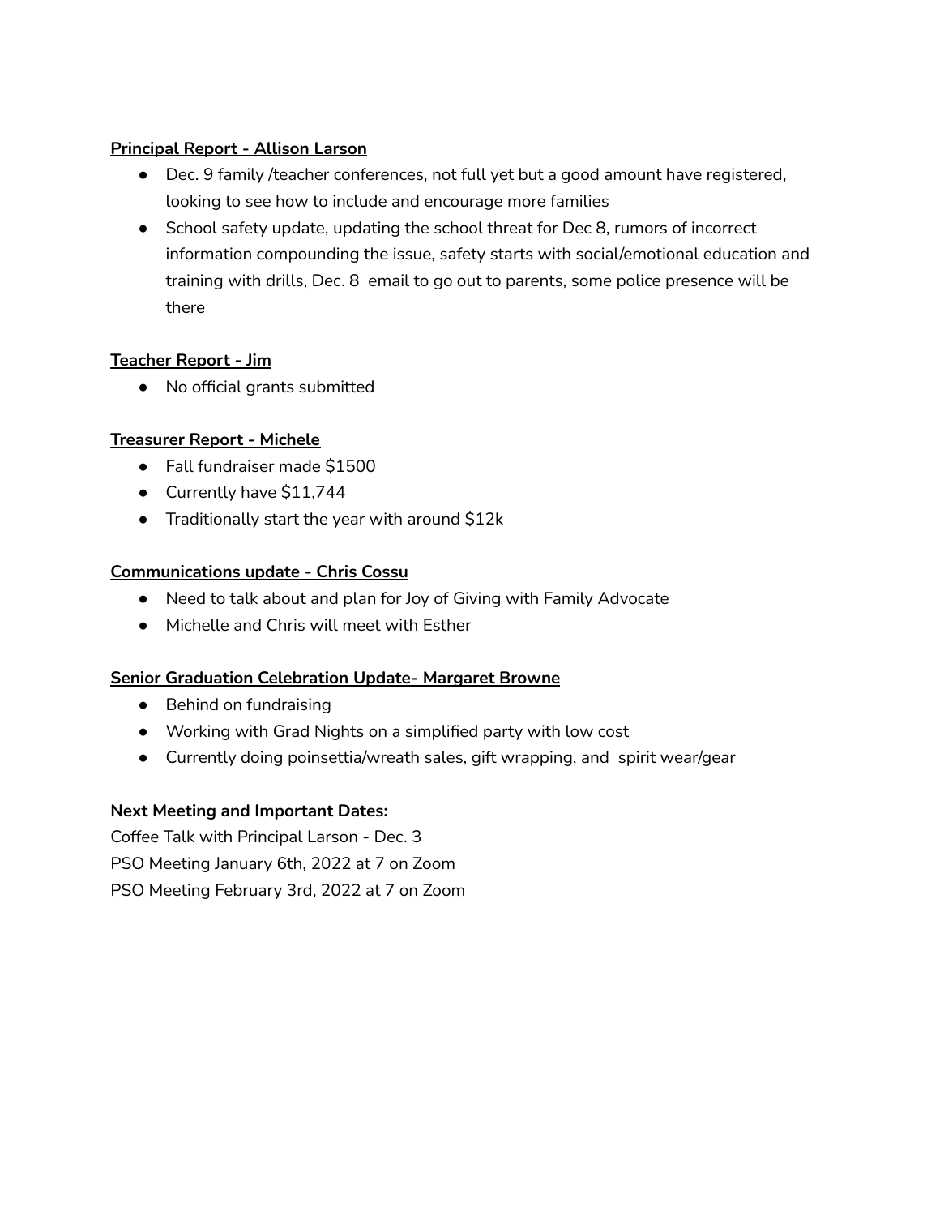**Principal Report - Allison Larson**

- Dec. 9 family /teacher conferences, not full yet but a good amount have registered, looking to see how to include and encourage more families
- School safety update, updating the school threat for Dec 8, rumors of incorrect information compounding the issue, safety starts with social/emotional education and training with drills, Dec. 8  email to go out to parents, some police presence will be there

**Teacher Report - Jim**

- No official grants submitted

**Treasurer Report - Michele**

- Fall fundraiser made $1500
- Currently have $11,744
- Traditionally start the year with around $12k

**Communications update - Chris Cossu**

- Need to talk about and plan for Joy of Giving with Family Advocate
- Michelle and Chris will meet with Esther

**Senior Graduation Celebration Update- Margaret Browne**

- Behind on fundraising
- Working with Grad Nights on a simplified party with low cost
- Currently doing poinsettia/wreath sales, gift wrapping, and  spirit wear/gear

**Next Meeting and Important Dates:**

Coffee Talk with Principal Larson - Dec. 3
PSO Meeting January 6th, 2022 at 7 on Zoom
PSO Meeting February 3rd, 2022 at 7 on Zoom